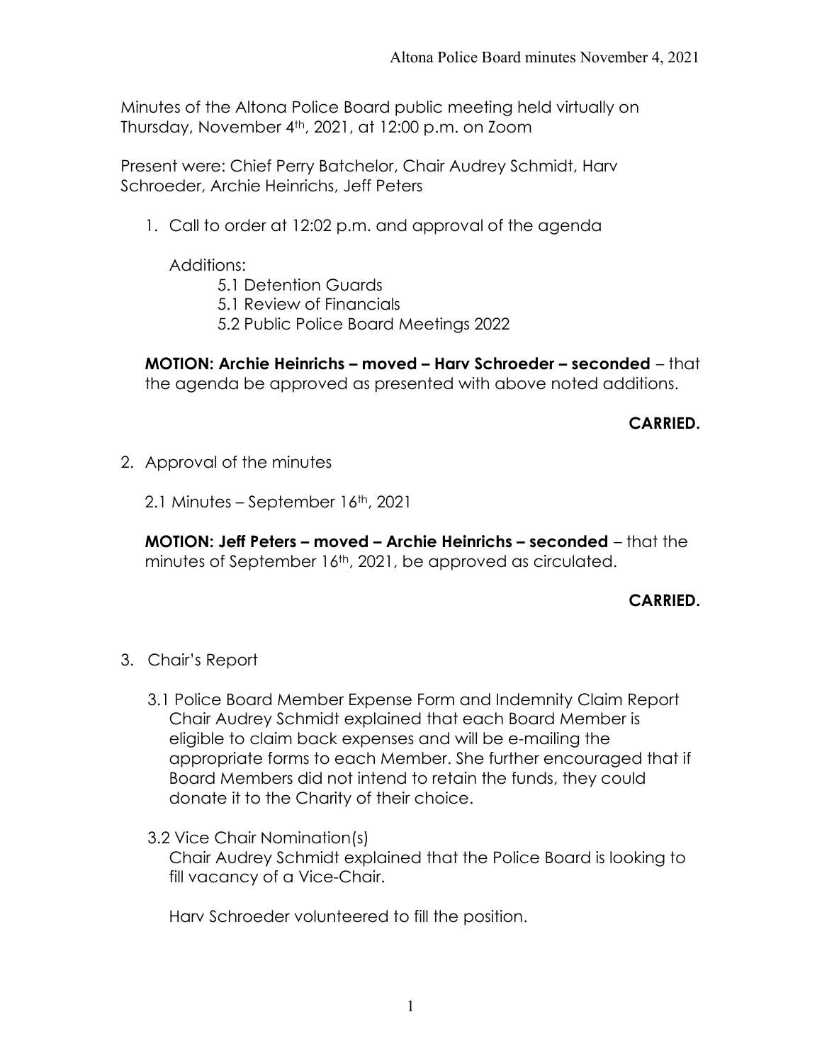Minutes of the Altona Police Board public meeting held virtually on Thursday, November 4th, 2021, at 12:00 p.m. on Zoom

Present were: Chief Perry Batchelor, Chair Audrey Schmidt, Harv Schroeder, Archie Heinrichs, Jeff Peters

1. Call to order at 12:02 p.m. and approval of the agenda

   Additions:

   5.1 Detention Guards
   5.1 Review of Financials
   5.2 Public Police Board Meetings 2022

   **MOTION: Archie Heinrichs – moved – Harv Schroeder – seconded** – that the agenda be approved as presented with above noted additions.

   **CARRIED.**

2. Approval of the minutes

   2.1 Minutes – September 16th, 2021

   **MOTION: Jeff Peters – moved – Archie Heinrichs – seconded** – that the minutes of September 16th, 2021, be approved as circulated.

   **CARRIED.**

3. Chair's Report

   3.1 Police Board Member Expense Form and Indemnity Claim Report
   Chair Audrey Schmidt explained that each Board Member is eligible to claim back expenses and will be e-mailing the appropriate forms to each Member. She further encouraged that if Board Members did not intend to retain the funds, they could donate it to the Charity of their choice.

   3.2 Vice Chair Nomination(s)
   Chair Audrey Schmidt explained that the Police Board is looking to fill vacancy of a Vice-Chair.

   Harv Schroeder volunteered to fill the position.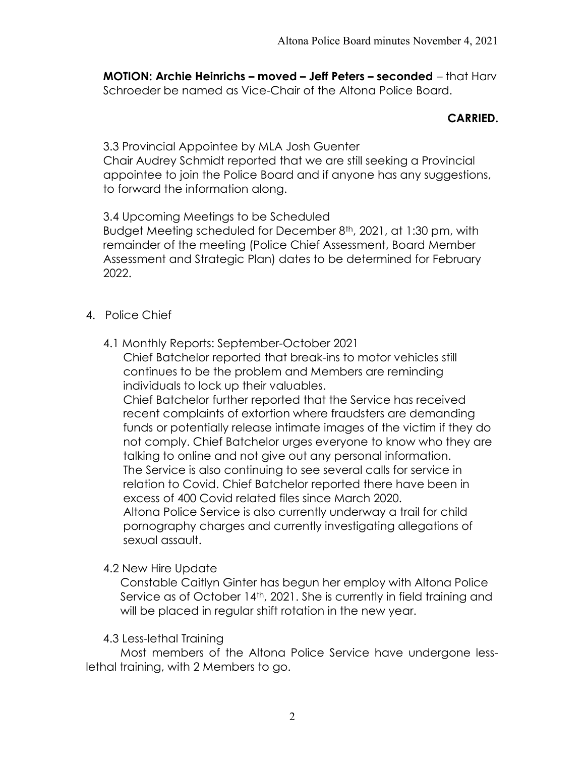**MOTION: Archie Heinrichs – moved – Jeff Peters – seconded** – that Harv Schroeder be named as Vice-Chair of the Altona Police Board.

**CARRIED.**

3.3 Provincial Appointee by MLA Josh Guenter

Chair Audrey Schmidt reported that we are still seeking a Provincial appointee to join the Police Board and if anyone has any suggestions, to forward the information along.

3.4 Upcoming Meetings to be Scheduled

Budget Meeting scheduled for December 8th, 2021, at 1:30 pm, with remainder of the meeting (Police Chief Assessment, Board Member Assessment and Strategic Plan) dates to be determined for February 2022.

4. Police Chief

4.1 Monthly Reports: September-October 2021

Chief Batchelor reported that break-ins to motor vehicles still continues to be the problem and Members are reminding individuals to lock up their valuables.

Chief Batchelor further reported that the Service has received recent complaints of extortion where fraudsters are demanding funds or potentially release intimate images of the victim if they do not comply. Chief Batchelor urges everyone to know who they are talking to online and not give out any personal information.

The Service is also continuing to see several calls for service in relation to Covid. Chief Batchelor reported there have been in excess of 400 Covid related files since March 2020.

Altona Police Service is also currently underway a trail for child pornography charges and currently investigating allegations of sexual assault.

4.2 New Hire Update

Constable Caitlyn Ginter has begun her employ with Altona Police Service as of October 14th, 2021. She is currently in field training and will be placed in regular shift rotation in the new year.

4.3 Less-lethal Training

Most members of the Altona Police Service have undergone less-lethal training, with 2 Members to go.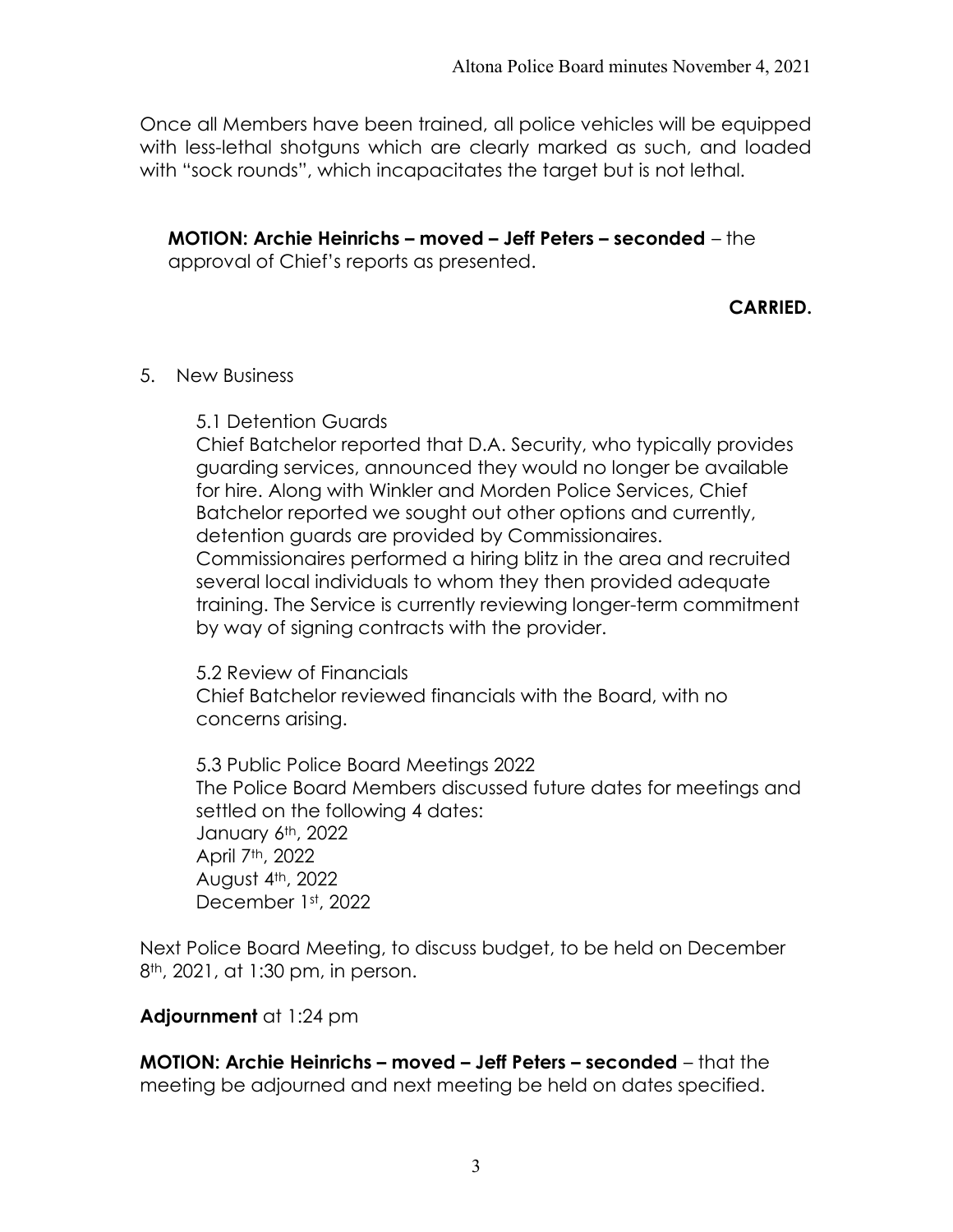Once all Members have been trained, all police vehicles will be equipped with less-lethal shotguns which are clearly marked as such, and loaded with "sock rounds", which incapacitates the target but is not lethal.

**MOTION: Archie Heinrichs – moved – Jeff Peters – seconded** – the approval of Chief's reports as presented.

**CARRIED.**

5. New Business

5.1 Detention Guards

Chief Batchelor reported that D.A. Security, who typically provides guarding services, announced they would no longer be available for hire. Along with Winkler and Morden Police Services, Chief Batchelor reported we sought out other options and currently, detention guards are provided by Commissionaires. Commissionaires performed a hiring blitz in the area and recruited several local individuals to whom they then provided adequate training. The Service is currently reviewing longer-term commitment by way of signing contracts with the provider.

5.2 Review of Financials

Chief Batchelor reviewed financials with the Board, with no concerns arising.

5.3 Public Police Board Meetings 2022

The Police Board Members discussed future dates for meetings and settled on the following 4 dates:

January 6th, 2022
April 7th, 2022
August 4th, 2022
December 1st, 2022

Next Police Board Meeting, to discuss budget, to be held on December 8th, 2021, at 1:30 pm, in person.

**Adjournment** at 1:24 pm

**MOTION: Archie Heinrichs – moved – Jeff Peters – seconded** – that the meeting be adjourned and next meeting be held on dates specified.